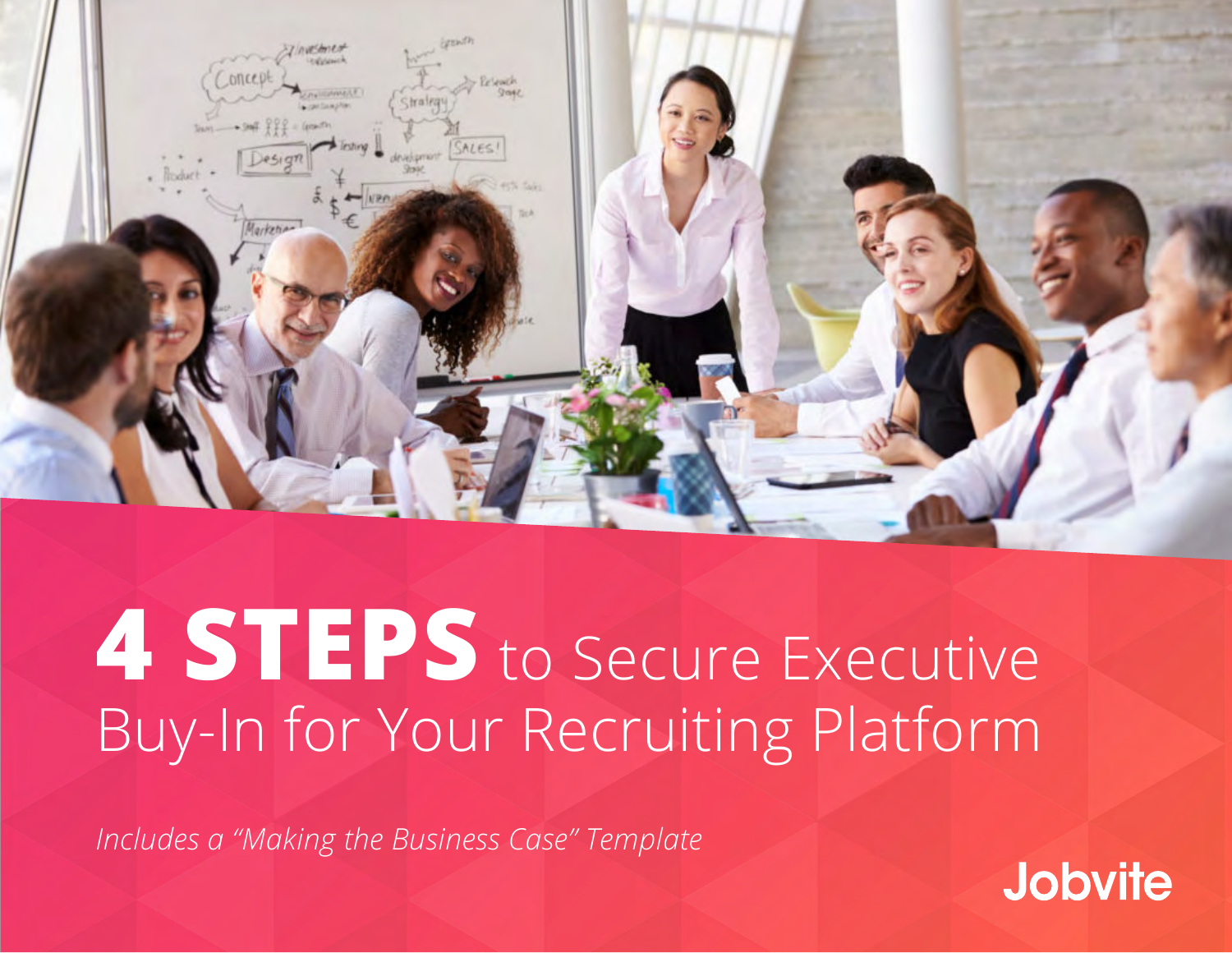# 4 STEPS to Secure Executive Buy-In for Your Recruiting Platform

*Includes a "Making the Business Case" Template*

Jobvite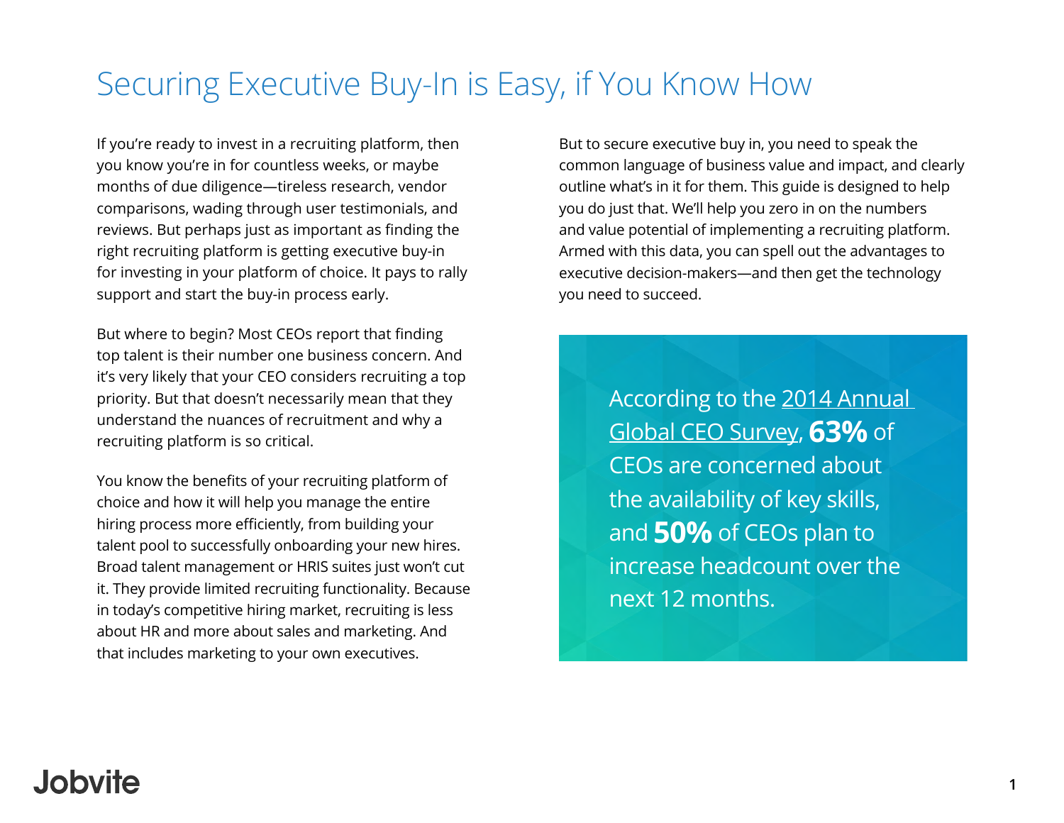# Securing Executive Buy-In is Easy, if You Know How

If you're ready to invest in a recruiting platform, then you know you're in for countless weeks, or maybe months of due diligence—tireless research, vendor comparisons, wading through user testimonials, and reviews. But perhaps just as important as finding the right recruiting platform is getting executive buy-in for investing in your platform of choice. It pays to rally support and start the buy-in process early.

But where to begin? Most CEOs report that finding top talent is their number one business concern. And it's very likely that your CEO considers recruiting a top priority. But that doesn't necessarily mean that they understand the nuances of recruitment and why a recruiting platform is so critical.

You know the benefits of your recruiting platform of choice and how it will help you manage the entire hiring process more efficiently, from building your talent pool to successfully onboarding your new hires. Broad talent management or HRIS suites just won't cut it. They provide limited recruiting functionality. Because in today's competitive hiring market, recruiting is less about HR and more about sales and marketing. And that includes marketing to your own executives.

But to secure executive buy in, you need to speak the common language of business value and impact, and clearly outline what's in it for them. This guide is designed to help you do just that. We'll help you zero in on the numbers and value potential of implementing a recruiting platform. Armed with this data, you can spell out the advantages to executive decision-makers—and then get the technology you need to succeed.

> According to the 2014 Annual Global CEO Survey, **63%** of CEOs are concerned about the availability of key skills, and **50%** of CEOs plan to increase headcount over the next 12 months.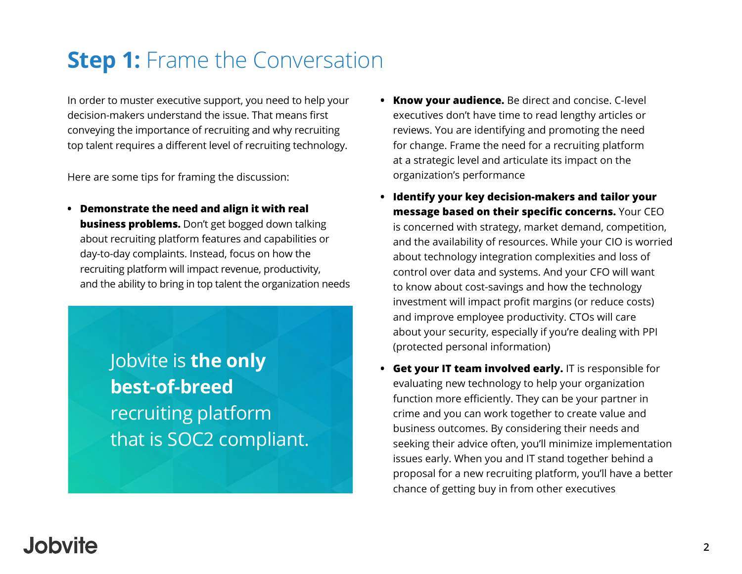# **Step 1:** Frame the Conversation

In order to muster executive support, you need to help your decision-makers understand the issue. That means first conveying the importance of recruiting and why recruiting top talent requires a different level of recruiting technology.

Here are some tips for framing the discussion:

- **Demonstrate the need and align it with real business problems.** Don't get bogged down talking about recruiting platform features and capabilities or day-to-day complaints. Instead, focus on how the recruiting platform will impact revenue, productivity, and the ability to bring in top talent the organization needs

Jobvite is **the only best-of-breed** recruiting platform that is SOC2 compliant.

- **Know your audience.** Be direct and concise. C-level executives don't have time to read lengthy articles or reviews. You are identifying and promoting the need for change. Frame the need for a recruiting platform at a strategic level and articulate its impact on the organization's performance
- **Identify your key decision-makers and tailor your message based on their specific concerns.** Your CEO is concerned with strategy, market demand, competition, and the availability of resources. While your CIO is worried about technology integration complexities and loss of control over data and systems. And your CFO will want to know about cost-savings and how the technology investment will impact profit margins (or reduce costs) and improve employee productivity. CTOs will care about your security, especially if you're dealing with PPI (protected personal information)
- **Get your IT team involved early.** IT is responsible for evaluating new technology to help your organization function more efficiently. They can be your partner in crime and you can work together to create value and business outcomes. By considering their needs and seeking their advice often, you'll minimize implementation issues early. When you and IT stand together behind a proposal for a new recruiting platform, you'll have a better chance of getting buy in from other executives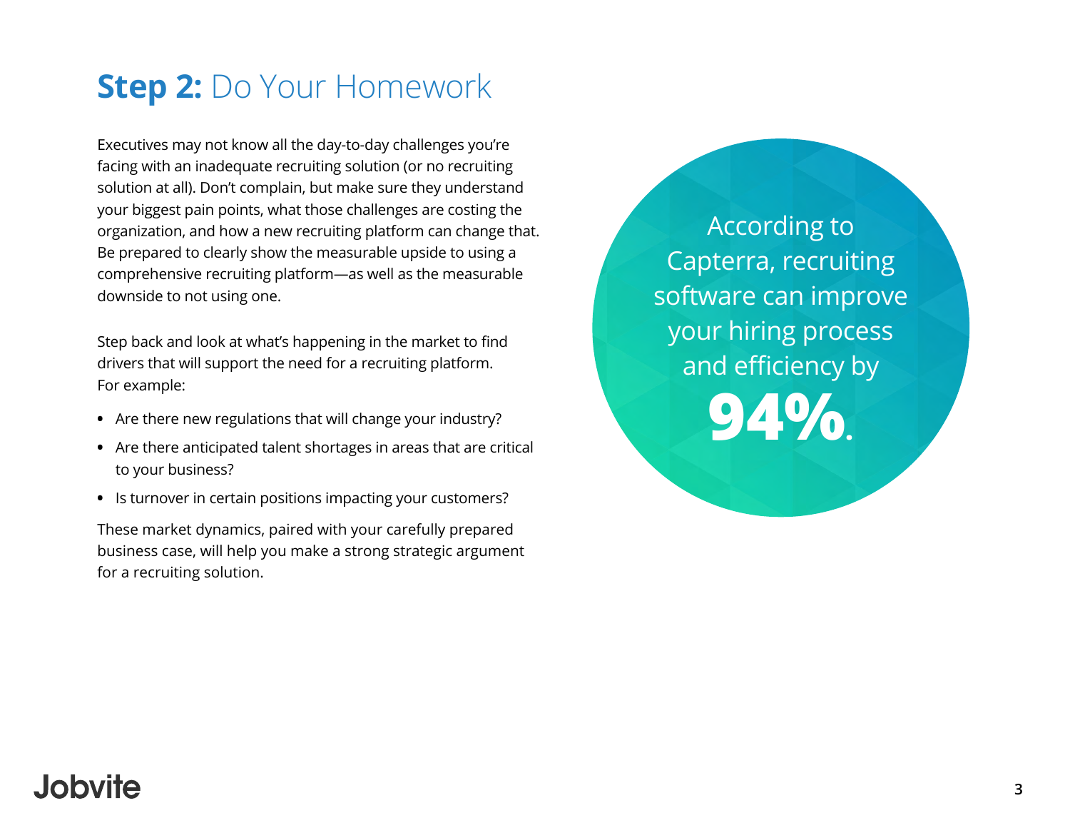## **Step 2:** Do Your Homework

Executives may not know all the day-to-day challenges you're facing with an inadequate recruiting solution (or no recruiting solution at all). Don't complain, but make sure they understand your biggest pain points, what those challenges are costing the organization, and how a new recruiting platform can change that. Be prepared to clearly show the measurable upside to using a comprehensive recruiting platform—as well as the measurable downside to not using one.

Step back and look at what's happening in the market to find drivers that will support the need for a recruiting platform. For example:

- Are there new regulations that will change your industry?
- Are there anticipated talent shortages in areas that are critical to your business?
- Is turnover in certain positions impacting your customers?

These market dynamics, paired with your carefully prepared business case, will help you make a strong strategic argument for a recruiting solution.

According to Capterra, recruiting software can improve your hiring process and efficiency by **94%**.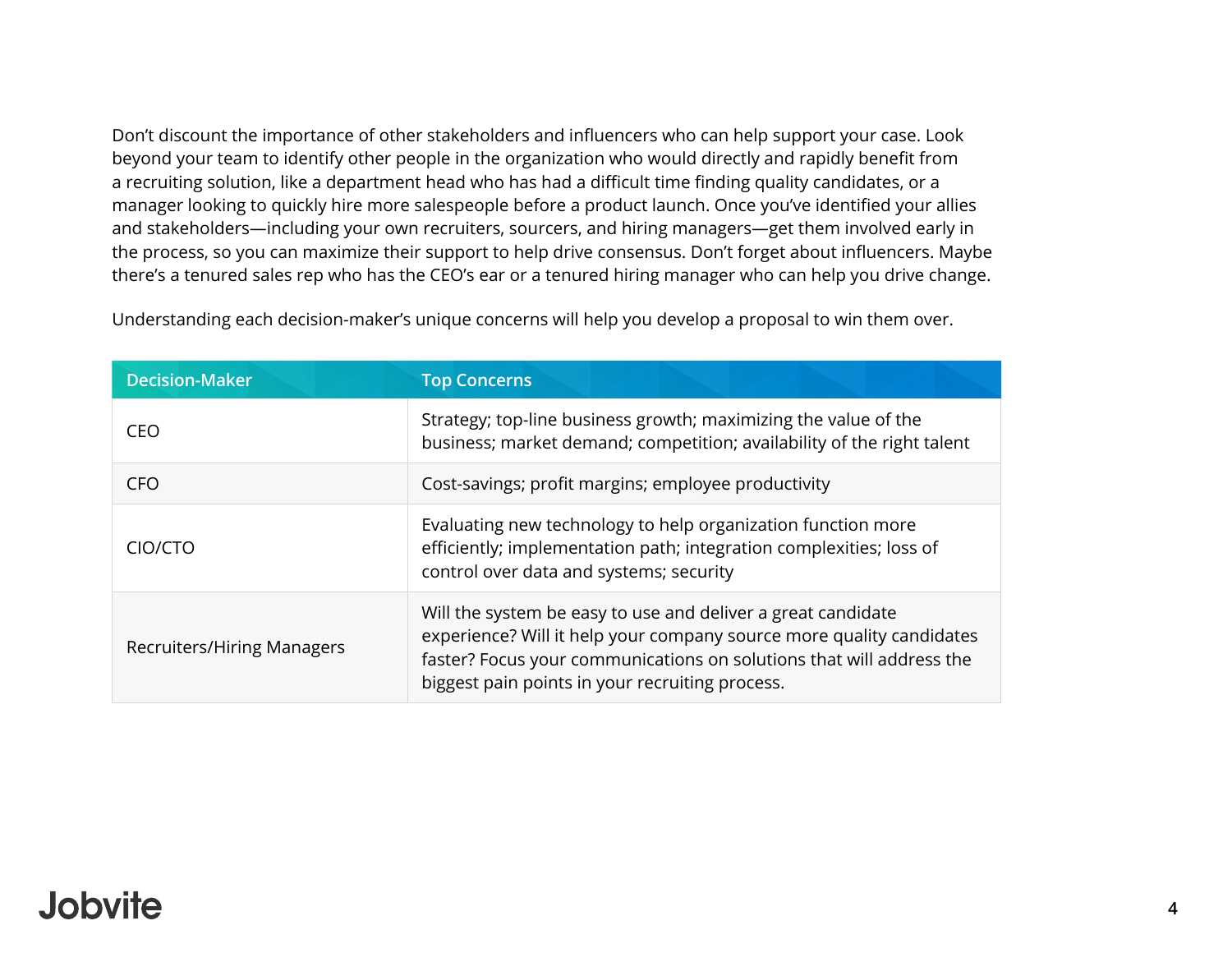Don't discount the importance of other stakeholders and influencers who can help support your case. Look beyond your team to identify other people in the organization who would directly and rapidly benefit from a recruiting solution, like a department head who has had a difficult time finding quality candidates, or a manager looking to quickly hire more salespeople before a product launch. Once you've identified your allies and stakeholders—including your own recruiters, sourcers, and hiring managers—get them involved early in the process, so you can maximize their support to help drive consensus. Don't forget about influencers. Maybe there's a tenured sales rep who has the CEO's ear or a tenured hiring manager who can help you drive change.

Understanding each decision-maker's unique concerns will help you develop a proposal to win them over.

| Decision-Maker | Top Concerns |
| --- | --- |
| CEO | Strategy; top-line business growth; maximizing the value of the business; market demand; competition; availability of the right talent |
| CFO | Cost-savings; profit margins; employee productivity |
| CIO/CTO | Evaluating new technology to help organization function more efficiently; implementation path; integration complexities; loss of control over data and systems; security |
| Recruiters/Hiring Managers | Will the system be easy to use and deliver a great candidate experience? Will it help your company source more quality candidates faster? Focus your communications on solutions that will address the biggest pain points in your recruiting process. |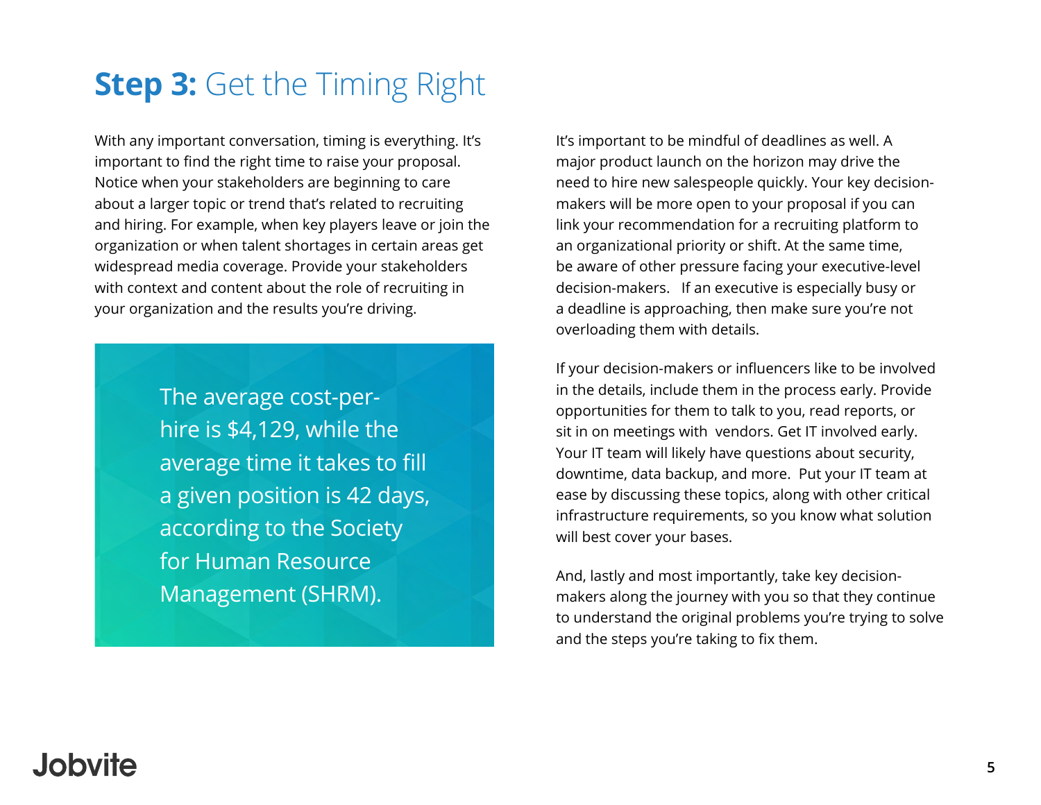# **Step 3:** Get the Timing Right

With any important conversation, timing is everything. It's important to find the right time to raise your proposal. Notice when your stakeholders are beginning to care about a larger topic or trend that's related to recruiting and hiring. For example, when key players leave or join the organization or when talent shortages in certain areas get widespread media coverage. Provide your stakeholders with context and content about the role of recruiting in your organization and the results you're driving.

> The average cost-per-hire is $4,129, while the average time it takes to fill a given position is 42 days, according to the Society for Human Resource Management (SHRM).

It's important to be mindful of deadlines as well. A major product launch on the horizon may drive the need to hire new salespeople quickly. Your key decision-makers will be more open to your proposal if you can link your recommendation for a recruiting platform to an organizational priority or shift. At the same time, be aware of other pressure facing your executive-level decision-makers. If an executive is especially busy or a deadline is approaching, then make sure you're not overloading them with details.

If your decision-makers or influencers like to be involved in the details, include them in the process early. Provide opportunities for them to talk to you, read reports, or sit in on meetings with vendors. Get IT involved early. Your IT team will likely have questions about security, downtime, data backup, and more. Put your IT team at ease by discussing these topics, along with other critical infrastructure requirements, so you know what solution will best cover your bases.

And, lastly and most importantly, take key decision-makers along the journey with you so that they continue to understand the original problems you're trying to solve and the steps you're taking to fix them.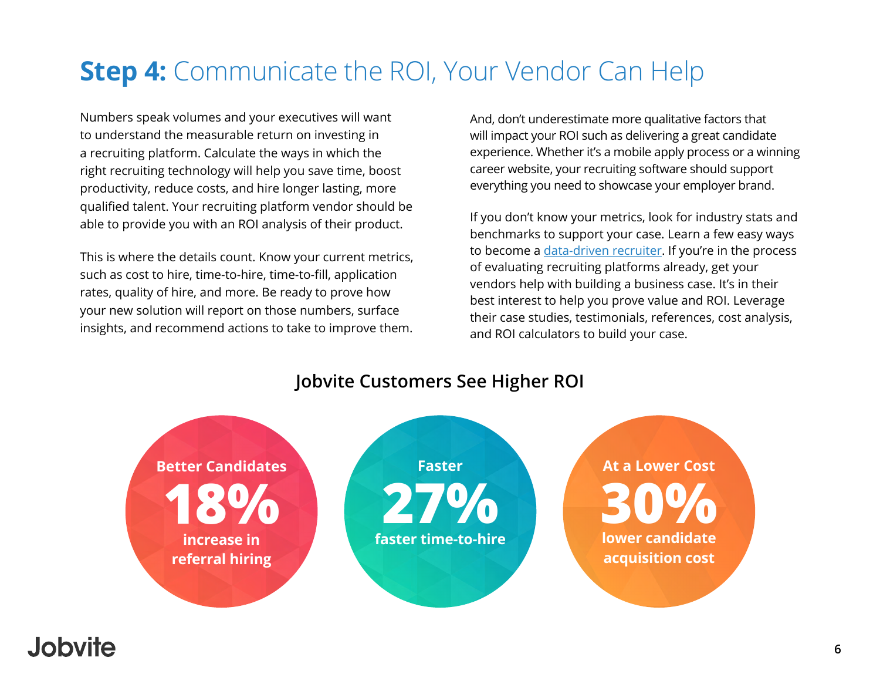# **Step 4:** Communicate the ROI, Your Vendor Can Help

Numbers speak volumes and your executives will want to understand the measurable return on investing in a recruiting platform. Calculate the ways in which the right recruiting technology will help you save time, boost productivity, reduce costs, and hire longer lasting, more qualified talent. Your recruiting platform vendor should be able to provide you with an ROI analysis of their product.

This is where the details count. Know your current metrics, such as cost to hire, time-to-hire, time-to-fill, application rates, quality of hire, and more. Be ready to prove how your new solution will report on those numbers, surface insights, and recommend actions to take to improve them.

And, don't underestimate more qualitative factors that will impact your ROI such as delivering a great candidate experience. Whether it's a mobile apply process or a winning career website, your recruiting software should support everything you need to showcase your employer brand.

If you don't know your metrics, look for industry stats and benchmarks to support your case. Learn a few easy ways to become a data-driven recruiter. If you're in the process of evaluating recruiting platforms already, get your vendors help with building a business case. It's in their best interest to help you prove value and ROI. Leverage their case studies, testimonials, references, cost analysis, and ROI calculators to build your case.

## Jobvite Customers See Higher ROI

**Better Candidates**
**18%**
increase in referral hiring

**Faster**
**27%**
faster time-to-hire

**At a Lower Cost**
**30%**
lower candidate acquisition cost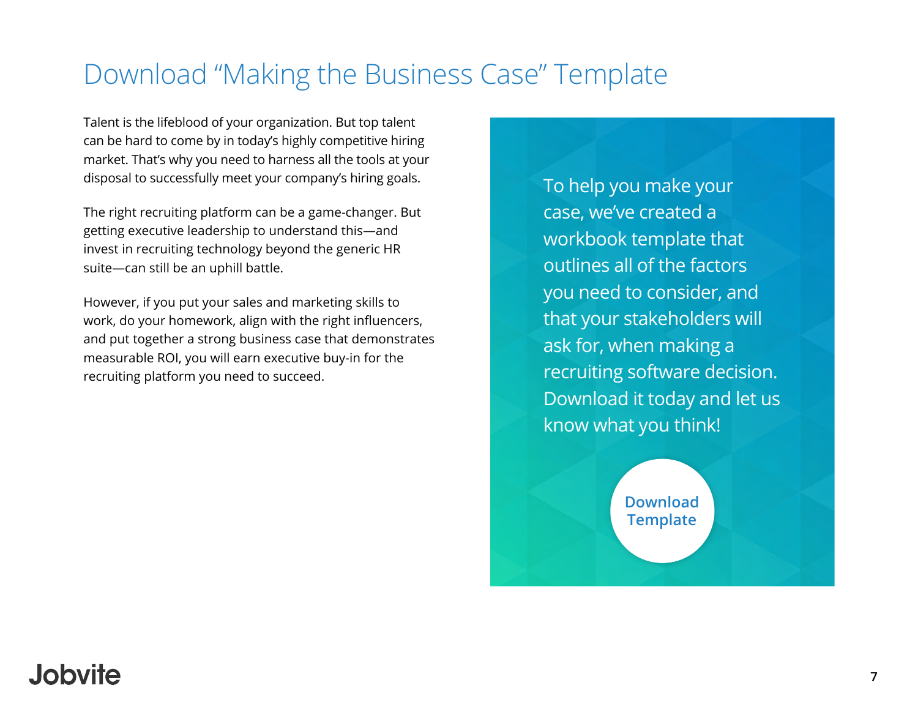# Download "Making the Business Case" Template

Talent is the lifeblood of your organization. But top talent can be hard to come by in today's highly competitive hiring market. That's why you need to harness all the tools at your disposal to successfully meet your company's hiring goals.

The right recruiting platform can be a game-changer. But getting executive leadership to understand this—and invest in recruiting technology beyond the generic HR suite—can still be an uphill battle.

However, if you put your sales and marketing skills to work, do your homework, align with the right influencers, and put together a strong business case that demonstrates measurable ROI, you will earn executive buy-in for the recruiting platform you need to succeed.

To help you make your case, we've created a workbook template that outlines all of the factors you need to consider, and that your stakeholders will ask for, when making a recruiting software decision. Download it today and let us know what you think!

**Download Template**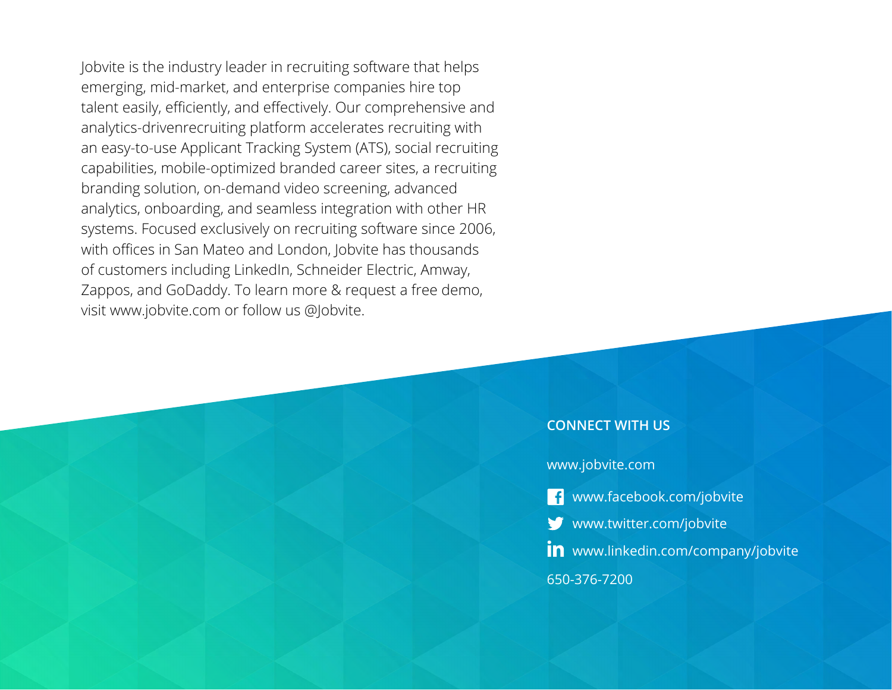Jobvite is the industry leader in recruiting software that helps emerging, mid-market, and enterprise companies hire top talent easily, efficiently, and effectively. Our comprehensive and analytics-drivenrecruiting platform accelerates recruiting with an easy-to-use Applicant Tracking System (ATS), social recruiting capabilities, mobile-optimized branded career sites, a recruiting branding solution, on-demand video screening, advanced analytics, onboarding, and seamless integration with other HR systems. Focused exclusively on recruiting software since 2006, with offices in San Mateo and London, Jobvite has thousands of customers including LinkedIn, Schneider Electric, Amway, Zappos, and GoDaddy. To learn more & request a free demo, visit www.jobvite.com or follow us @Jobvite.

**CONNECT WITH US**

www.jobvite.com

www.facebook.com/jobvite

www.twitter.com/jobvite

www.linkedin.com/company/jobvite

650-376-7200